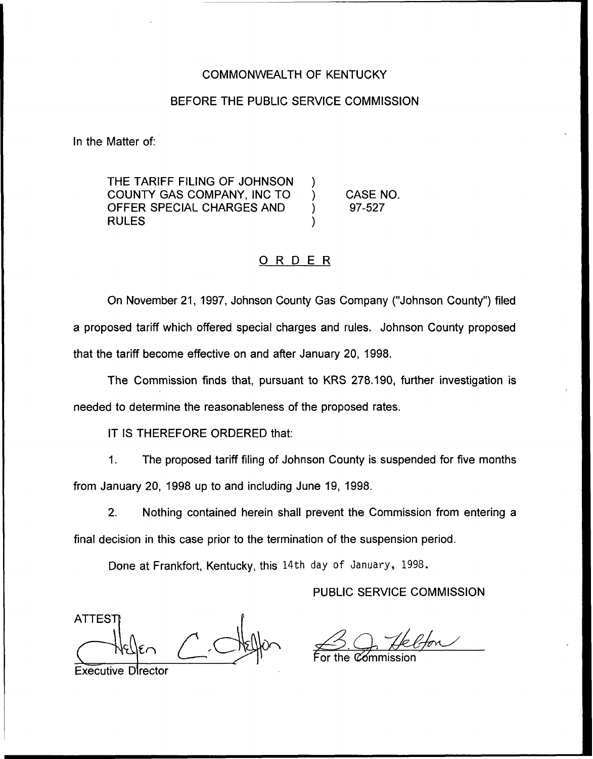COMMONWEALTH OF KENTUCKY

BEFORE THE PUBLIC SERVICE COMMISSION

In the Matter of:

THE TARIFF FILING OF JOHNSON COUNTY GAS COMPANY, INC TO OFFER SPECIAL CHARGES AND RULES ) CASE NO. 97-527

## ORDER

On November 21, 1997, Johnson County Gas Company ("Johnson County") filed a proposed tariff which offered special charges and rules. Johnson County proposed that the tariff become effective on and after January 20, 1998.

The Commission finds that, pursuant to KRS 278.190, further investigation is needed to determine the reasonableness of the proposed rates.

IT IS THEREFORE ORDERED that:

1. The proposed tariff filing of Johnson County is suspended for five months from January 20, 1998 up to and including June 19, 1998.

2. Nothing contained herein shall prevent the Commission from entering a final decision in this case prior to the termination of the suspension period.

Done at Frankfort, Kentucky, this 14th day of January, 1998.

PUBLIC SERVICE COMMISSION

For the Commission

ATTEST:

Executive Director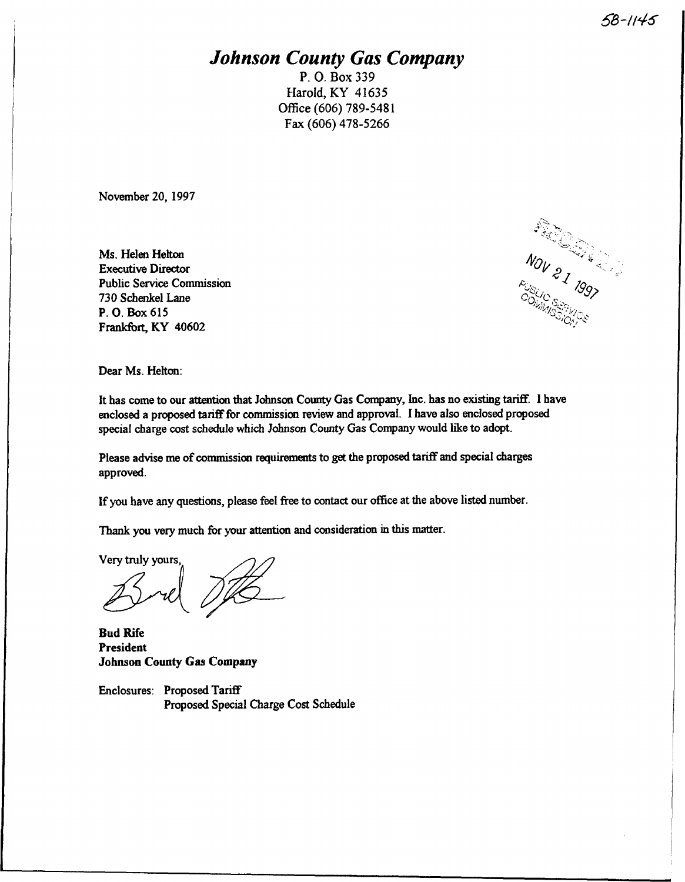58-1145

# *Johnson County Gas Company*

P. O. Box 339
Harold, KY 41635
Office (606) 789-5481
Fax (606) 478-5266

November 20, 1997

Ms. Helen Helton
Executive Director
Public Service Commission
730 Schenkel Lane
P. O. Box 615
Frankfort, KY 40602

RECEIVED
NOV 21 1997
PUBLIC SERVICE COMMISSION

Dear Ms. Helton:

It has come to our attention that Johnson County Gas Company, Inc. has no existing tariff. I have enclosed a proposed tariff for commission review and approval. I have also enclosed proposed special charge cost schedule which Johnson County Gas Company would like to adopt.

Please advise me of commission requirements to get the proposed tariff and special charges approved.

If you have any questions, please feel free to contact our office at the above listed number.

Thank you very much for your attention and consideration in this matter.

Very truly yours,

**Bud Rife**
**President**
**Johnson County Gas Company**

Enclosures: Proposed Tariff
Proposed Special Charge Cost Schedule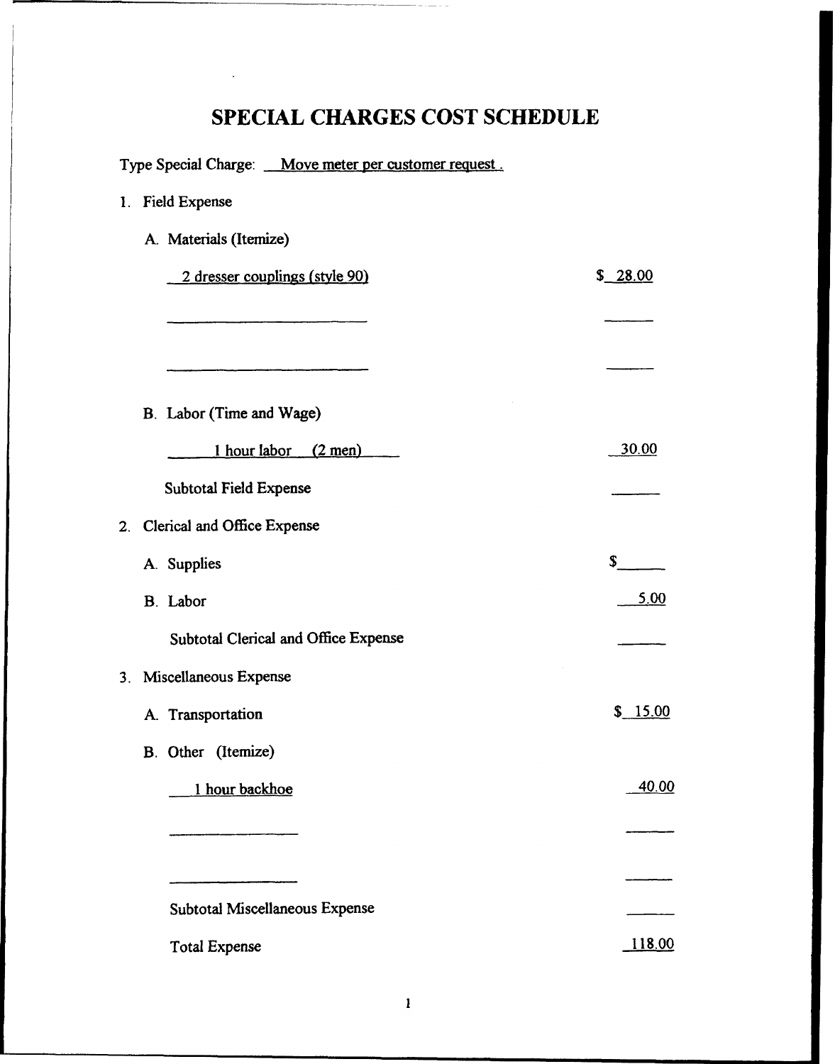# SPECIAL CHARGES COST SCHEDULE

Type Special Charge: Move meter per customer request .

1. Field Expense

   A. Materials (Itemize)

| Item | Amount |
| --- | --- |
| 2 dresser couplings (style 90) | $ 28.00 |
| | |
| | |

   B. Labor (Time and Wage)

| Item | Amount |
| --- | --- |
| 1 hour labor (2 men) | 30.00 |
| Subtotal Field Expense | |

2. Clerical and Office Expense

| Item | Amount |
| --- | --- |
| A. Supplies | $ |
| B. Labor | 5.00 |
| Subtotal Clerical and Office Expense | |

3. Miscellaneous Expense

| Item | Amount |
| --- | --- |
| A. Transportation | $ 15.00 |
| B. Other (Itemize) | |
| 1 hour backhoe | 40.00 |
| | |
| | |
| Subtotal Miscellaneous Expense | |
| Total Expense | 118.00 |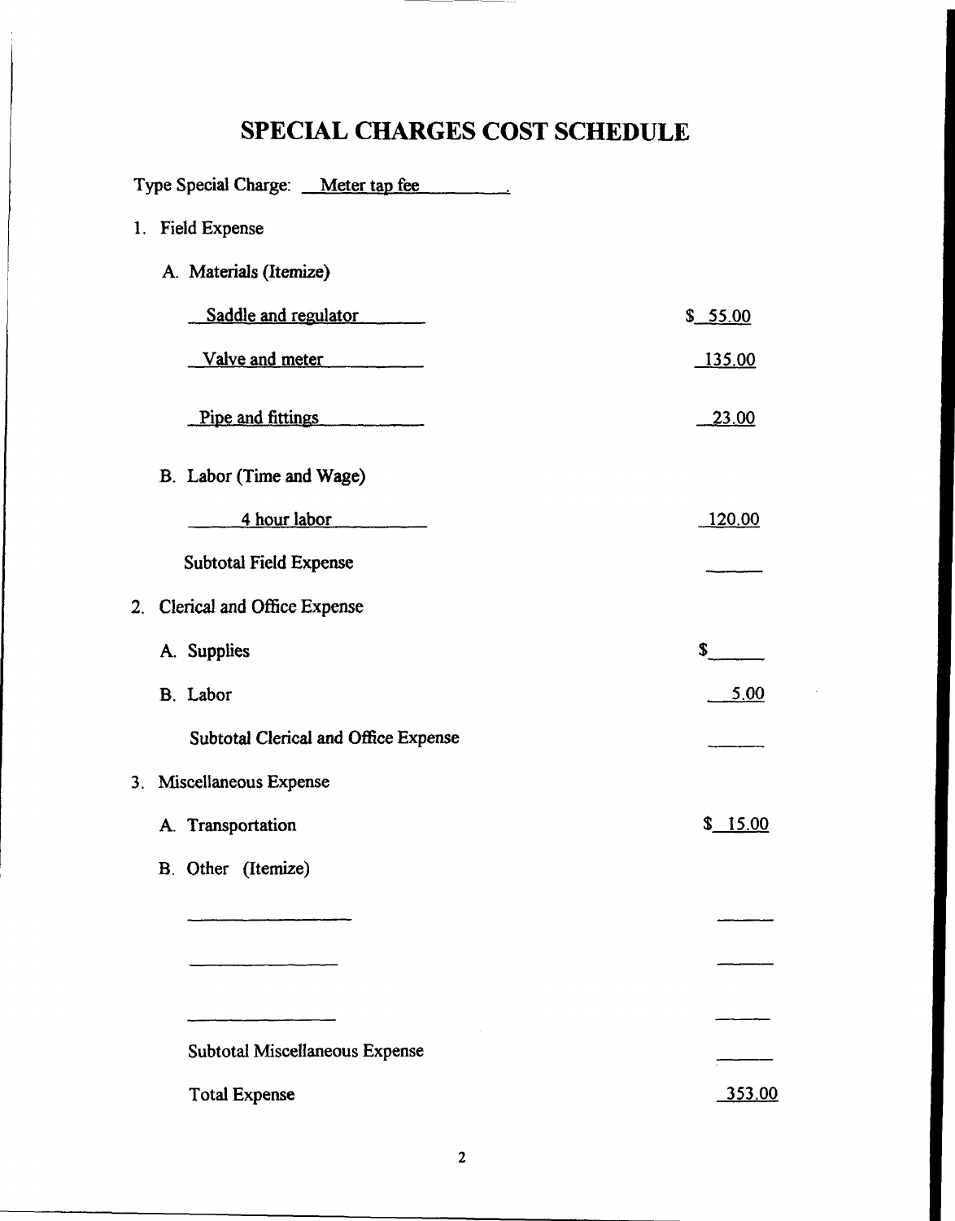# SPECIAL CHARGES COST SCHEDULE

Type Special Charge: Meter tap fee

| | |
|---|---|
| 1. Field Expense | |
| A. Materials (Itemize) | |
| Saddle and regulator | $ 55.00 |
| Valve and meter | 135.00 |
| Pipe and fittings | 23.00 |
| B. Labor (Time and Wage) | |
| 4 hour labor | 120.00 |
| Subtotal Field Expense | |
| 2. Clerical and Office Expense | |
| A. Supplies | $ |
| B. Labor | 5.00 |
| Subtotal Clerical and Office Expense | |
| 3. Miscellaneous Expense | |
| A. Transportation | $ 15.00 |
| B. Other (Itemize) | |
| | |
| | |
| | |
| Subtotal Miscellaneous Expense | |
| Total Expense | 353.00 |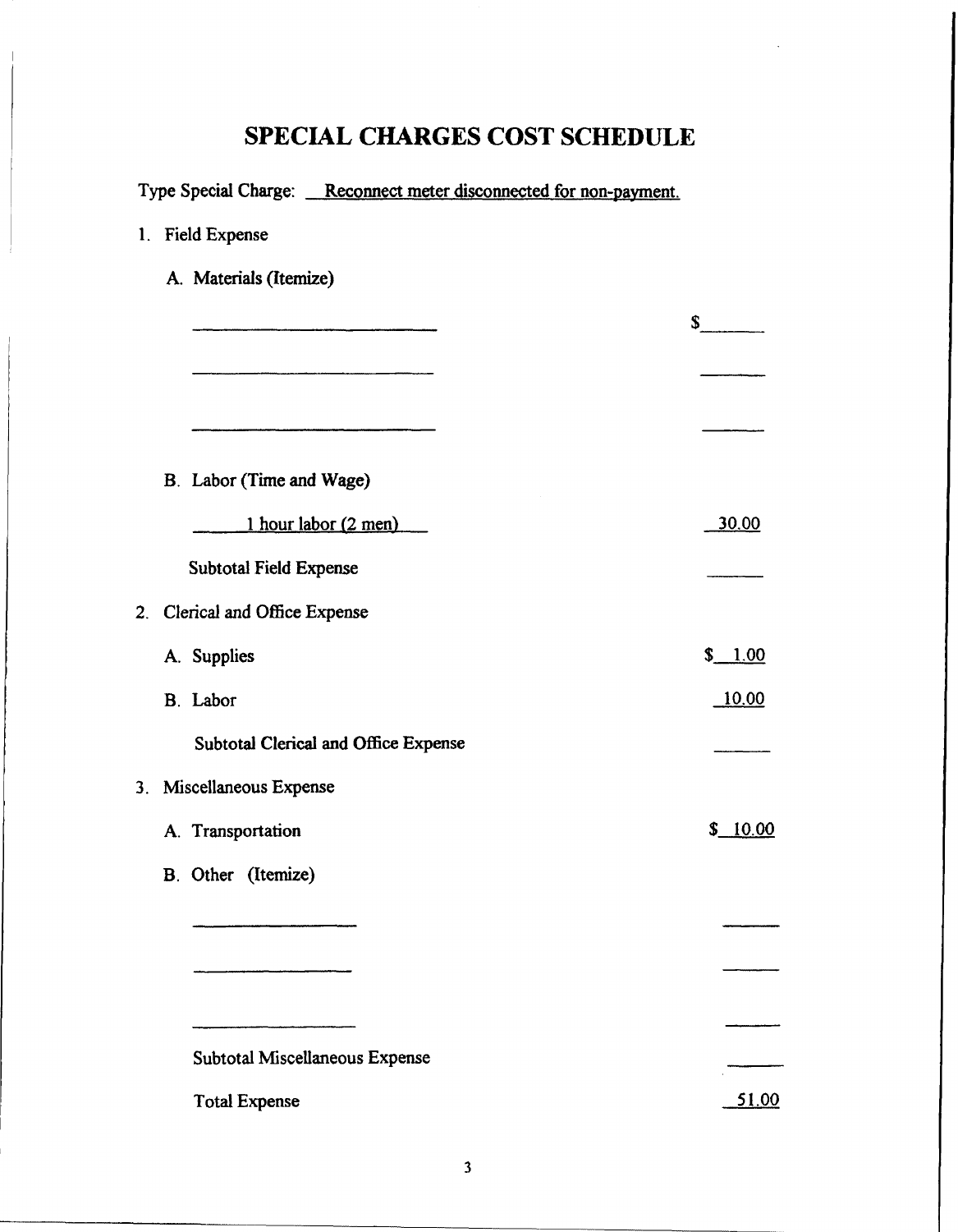# SPECIAL CHARGES COST SCHEDULE

Type Special Charge: Reconnect meter disconnected for non-payment.

1. Field Expense

   A. Materials (Itemize)

| | |
|---|---|
| ____________ | $______ |
| ____________ | ______ |
| ____________ | ______ |

   B. Labor (Time and Wage)

| | |
|---|---|
| 1 hour labor (2 men) | 30.00 |
| Subtotal Field Expense | ______ |

2. Clerical and Office Expense

| | |
|---|---|
| A. Supplies | $ 1.00 |
| B. Labor | 10.00 |
| Subtotal Clerical and Office Expense | ______ |

3. Miscellaneous Expense

| | |
|---|---|
| A. Transportation | $ 10.00 |

   B. Other (Itemize)

| | |
|---|---|
| ____________ | ______ |
| ____________ | ______ |
| ____________ | ______ |
| Subtotal Miscellaneous Expense | ______ |
| Total Expense | 51.00 |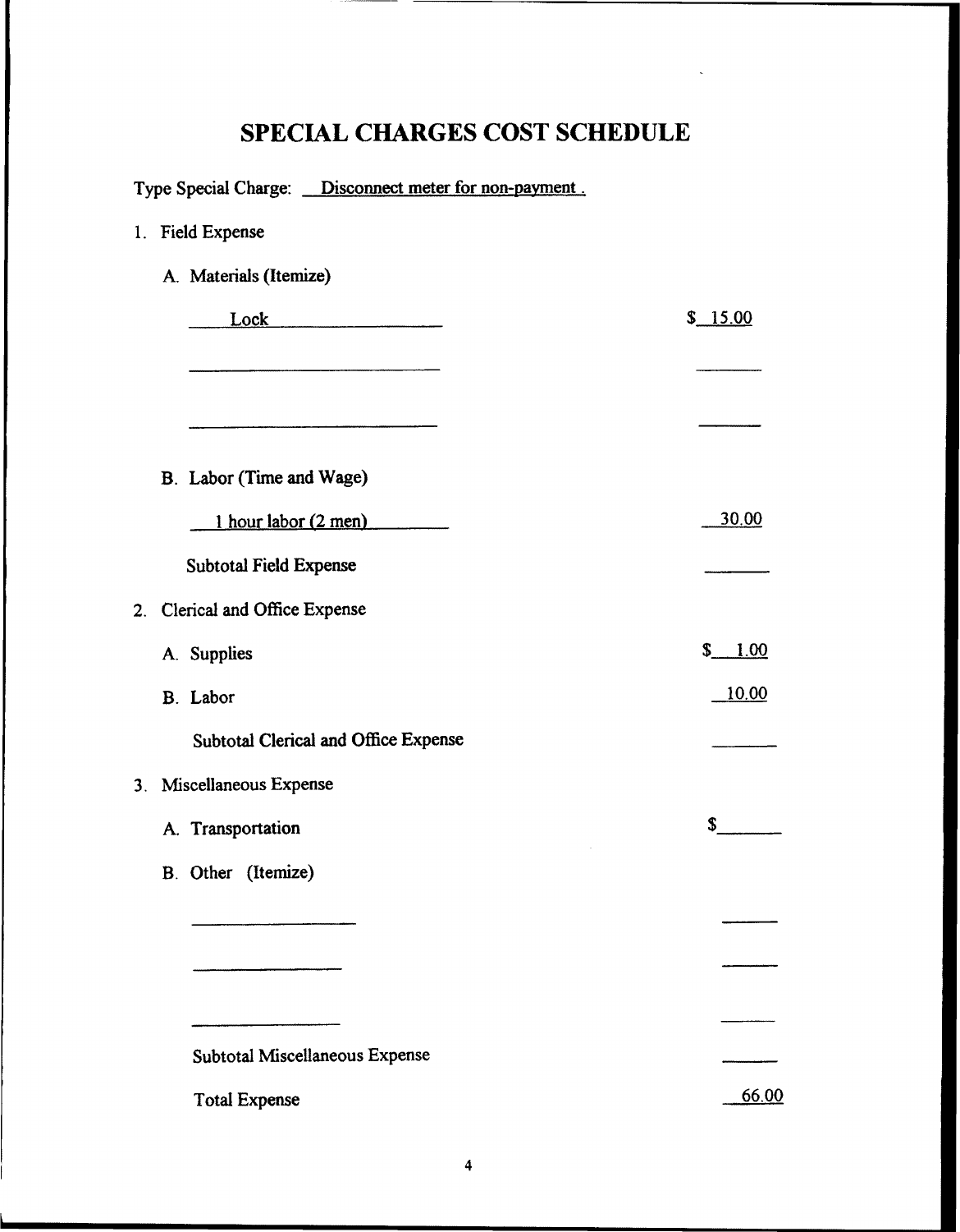# SPECIAL CHARGES COST SCHEDULE

Type Special Charge: Disconnect meter for non-payment .

1. Field Expense

   A. Materials (Itemize)

| | |
|---|---|
| Lock | $ 15.00 |
| | |
| | |

   B. Labor (Time and Wage)

| | |
|---|---|
| 1 hour labor (2 men) | 30.00 |
| Subtotal Field Expense | |

2. Clerical and Office Expense

| | |
|---|---|
| A. Supplies | $ 1.00 |
| B. Labor | 10.00 |
| Subtotal Clerical and Office Expense | |

3. Miscellaneous Expense

| | |
|---|---|
| A. Transportation | $ |

   B. Other (Itemize)

| | |
|---|---|
| | |
| | |
| | |
| Subtotal Miscellaneous Expense | |
| Total Expense | 66.00 |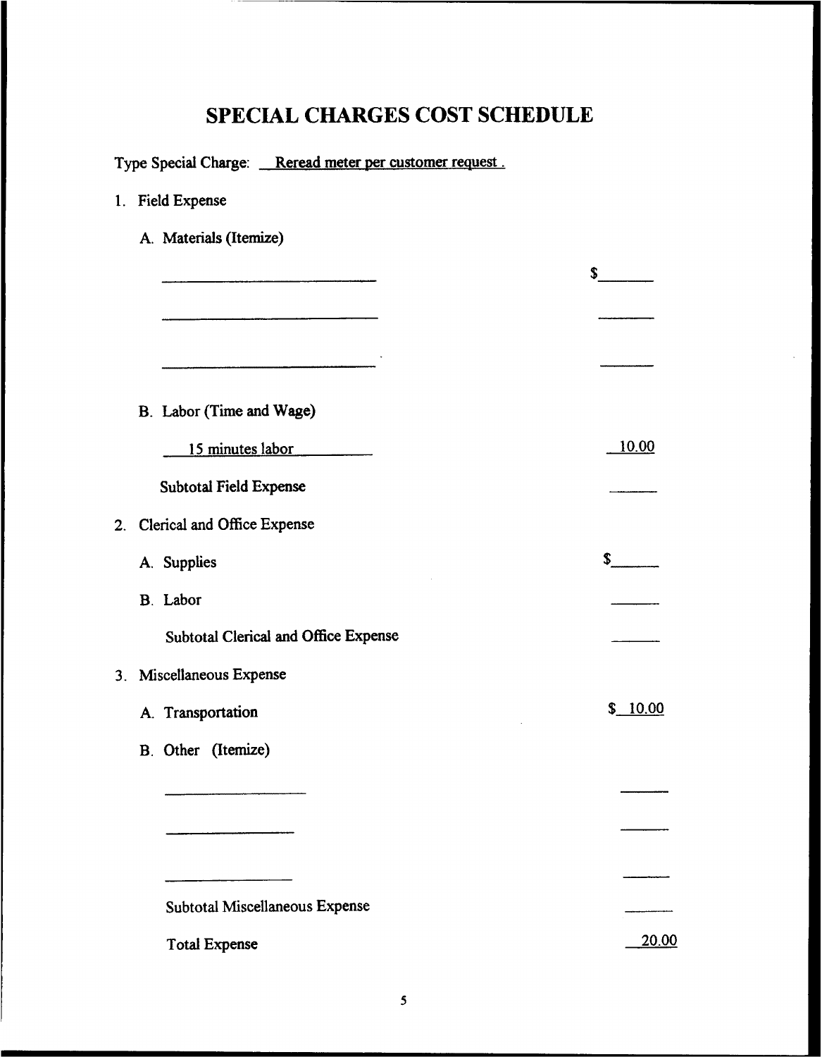# SPECIAL CHARGES COST SCHEDULE

Type Special Charge: Reread meter per customer request .

1. Field Expense

   A. Materials (Itemize)

| | |
|---|---|
| ______________________ | $______ |
| ______________________ | ______ |
| ______________________ | ______ |

   B. Labor (Time and Wage)

| | |
|---|---|
| 15 minutes labor | 10.00 |
| Subtotal Field Expense | ______ |

2. Clerical and Office Expense

| | |
|---|---|
| A. Supplies | $______ |
| B. Labor | ______ |
| Subtotal Clerical and Office Expense | ______ |

3. Miscellaneous Expense

| | |
|---|---|
| A. Transportation | $ 10.00 |
| B. Other (Itemize) | |
| ______________ | ______ |
| ______________ | ______ |
| ______________ | ______ |
| Subtotal Miscellaneous Expense | ______ |
| Total Expense | 20.00 |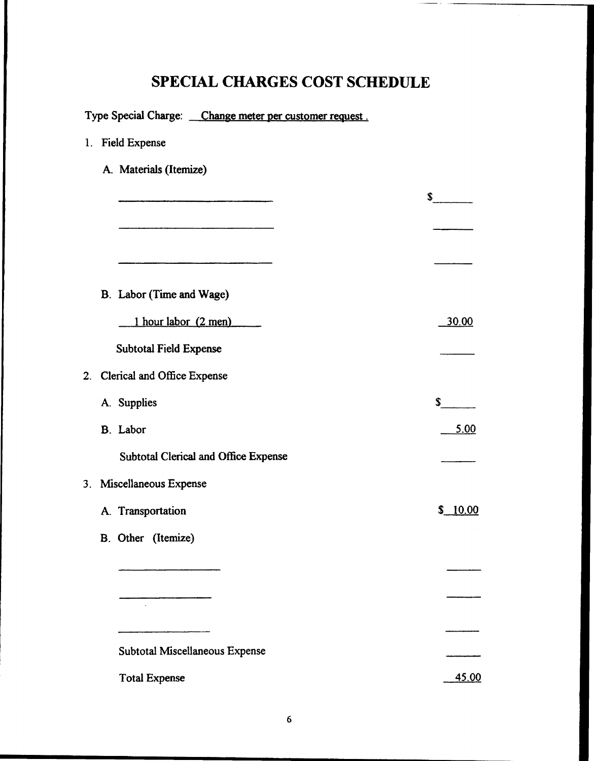# SPECIAL CHARGES COST SCHEDULE

Type Special Charge: Change meter per customer request.

1. Field Expense

   A. Materials (Itemize)

| | |
|---|---|
| ____________ | $______ |
| ____________ | ______ |
| ____________ | ______ |

   B. Labor (Time and Wage)

| | |
|---|---|
| 1 hour labor (2 men) | 30.00 |
| Subtotal Field Expense | ______ |

2. Clerical and Office Expense

| | |
|---|---|
| A. Supplies | $______ |
| B. Labor | 5.00 |
| Subtotal Clerical and Office Expense | ______ |

3. Miscellaneous Expense

| | |
|---|---|
| A. Transportation | $ 10.00 |
| B. Other (Itemize) | |
| ____________ | ______ |
| ____________ | ______ |
| ____________ | ______ |
| Subtotal Miscellaneous Expense | ______ |
| Total Expense | 45.00 |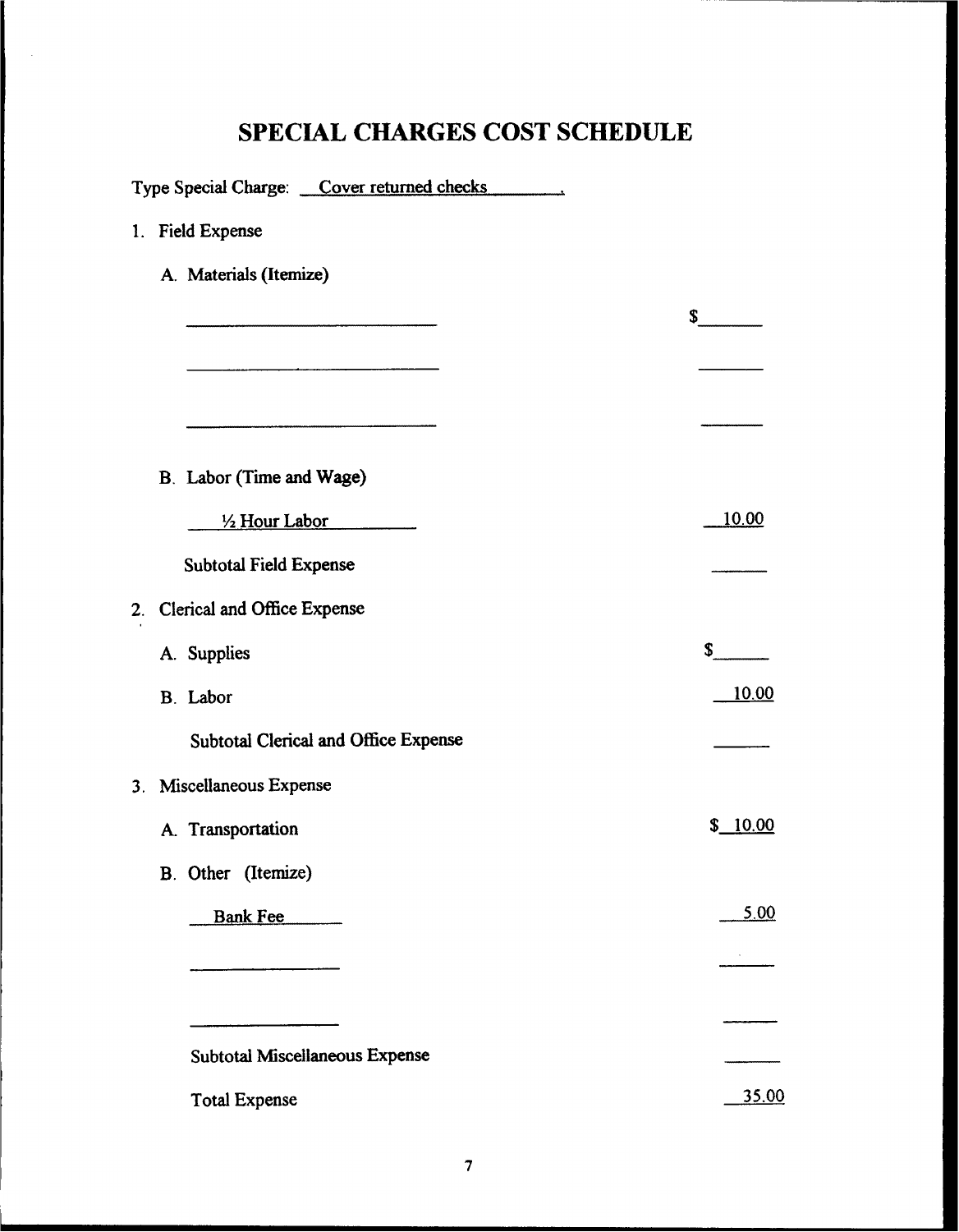# SPECIAL CHARGES COST SCHEDULE

Type Special Charge: Cover returned checks

1. Field Expense

   A. Materials (Itemize)

| | |
|---|---|
| ____________ | $______ |
| ____________ | ______ |
| ____________ | ______ |

   B. Labor (Time and Wage)

| | |
|---|---|
| ½ Hour Labor | 10.00 |
| Subtotal Field Expense | ______ |

2. Clerical and Office Expense

| | |
|---|---|
| A. Supplies | $______ |
| B. Labor | 10.00 |
| Subtotal Clerical and Office Expense | ______ |

3. Miscellaneous Expense

| | |
|---|---|
| A. Transportation | $ 10.00 |

   B. Other (Itemize)

| | |
|---|---|
| Bank Fee | 5.00 |
| ____________ | ______ |
| ____________ | ______ |
| Subtotal Miscellaneous Expense | ______ |
| Total Expense | 35.00 |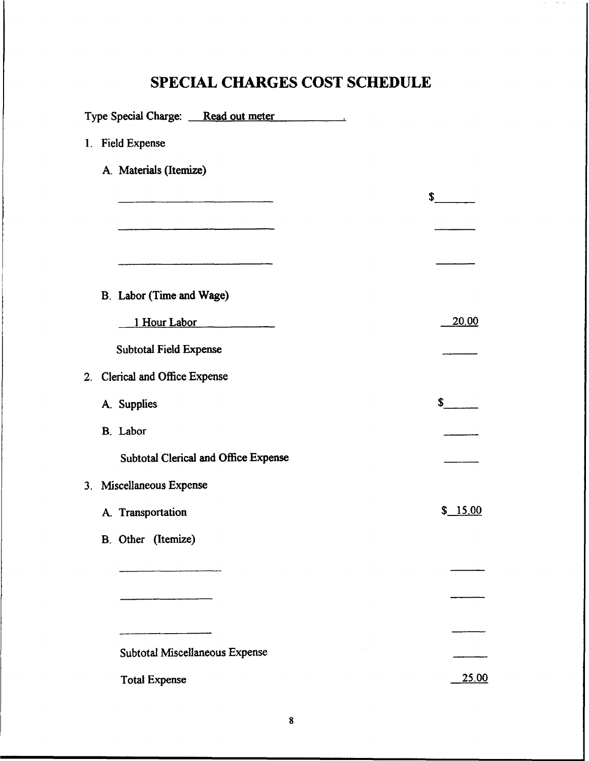# SPECIAL CHARGES COST SCHEDULE

Type Special Charge: Read out meter

1. Field Expense

   A. Materials (Itemize)

| | |
|---|---|
| ______________ | $______ |
| ______________ | ______ |
| ______________ | ______ |

   B. Labor (Time and Wage)

| | |
|---|---|
| 1 Hour Labor | 20.00 |
| Subtotal Field Expense | ______ |

2. Clerical and Office Expense

| | |
|---|---|
| A. Supplies | $______ |
| B. Labor | ______ |
| Subtotal Clerical and Office Expense | ______ |

3. Miscellaneous Expense

| | |
|---|---|
| A. Transportation | $ 15.00 |

   B. Other (Itemize)

| | |
|---|---|
| ______________ | ______ |
| ______________ | ______ |
| ______________ | ______ |
| Subtotal Miscellaneous Expense | ______ |
| Total Expense | 25.00 |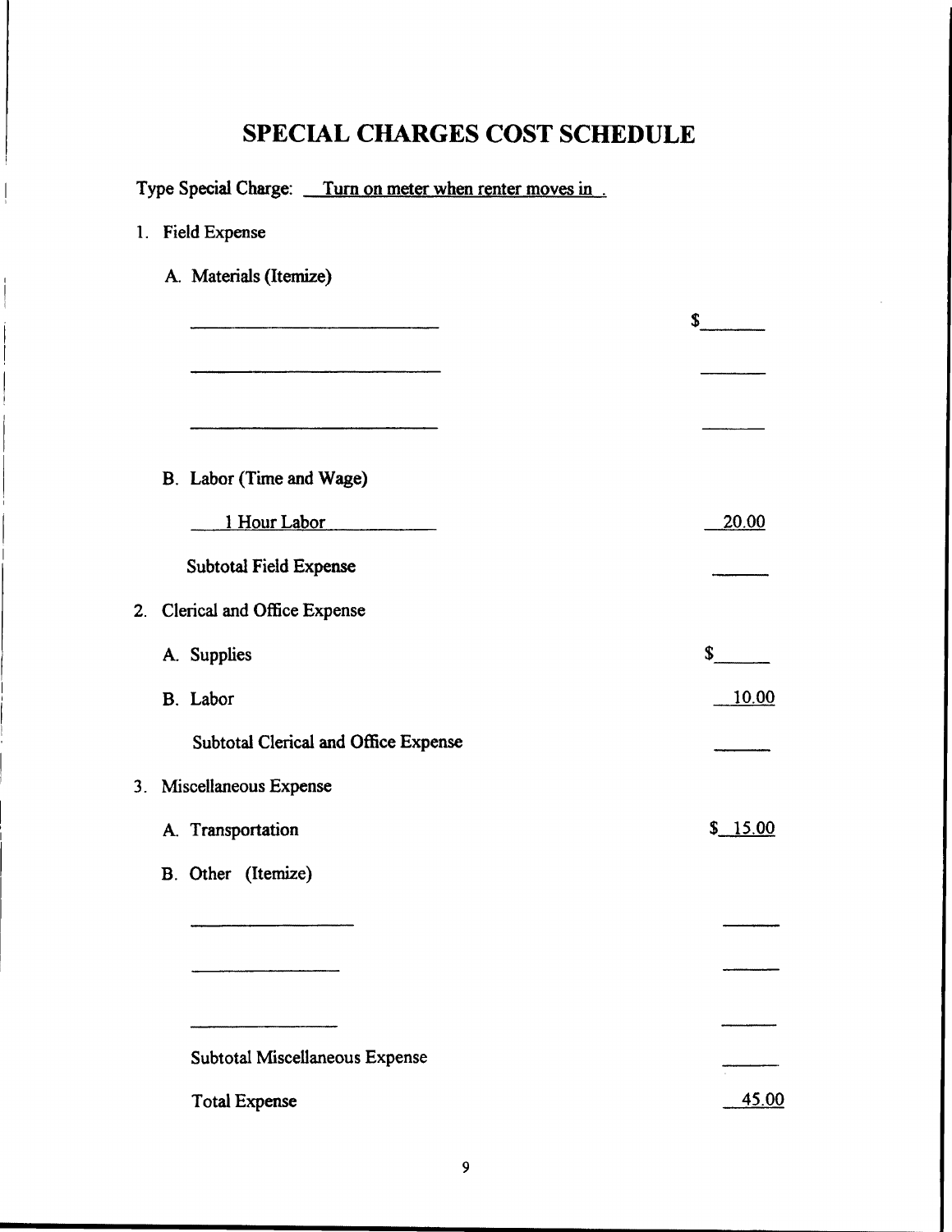# SPECIAL CHARGES COST SCHEDULE

Type Special Charge: Turn on meter when renter moves in .

1. Field Expense

   A. Materials (Itemize)

| | |
|---|---|
| ______________________ | $______ |
| ______________________ | ______ |
| ______________________ | ______ |

   B. Labor (Time and Wage)

| | |
|---|---|
| 1 Hour Labor | 20.00 |
| Subtotal Field Expense | ______ |

2. Clerical and Office Expense

| | |
|---|---|
| A. Supplies | $______ |
| B. Labor | 10.00 |
| Subtotal Clerical and Office Expense | ______ |

3. Miscellaneous Expense

| | |
|---|---|
| A. Transportation | $ 15.00 |

   B. Other (Itemize)

| | |
|---|---|
| ______________ | ______ |
| ______________ | ______ |
| ______________ | ______ |
| Subtotal Miscellaneous Expense | ______ |
| Total Expense | 45.00 |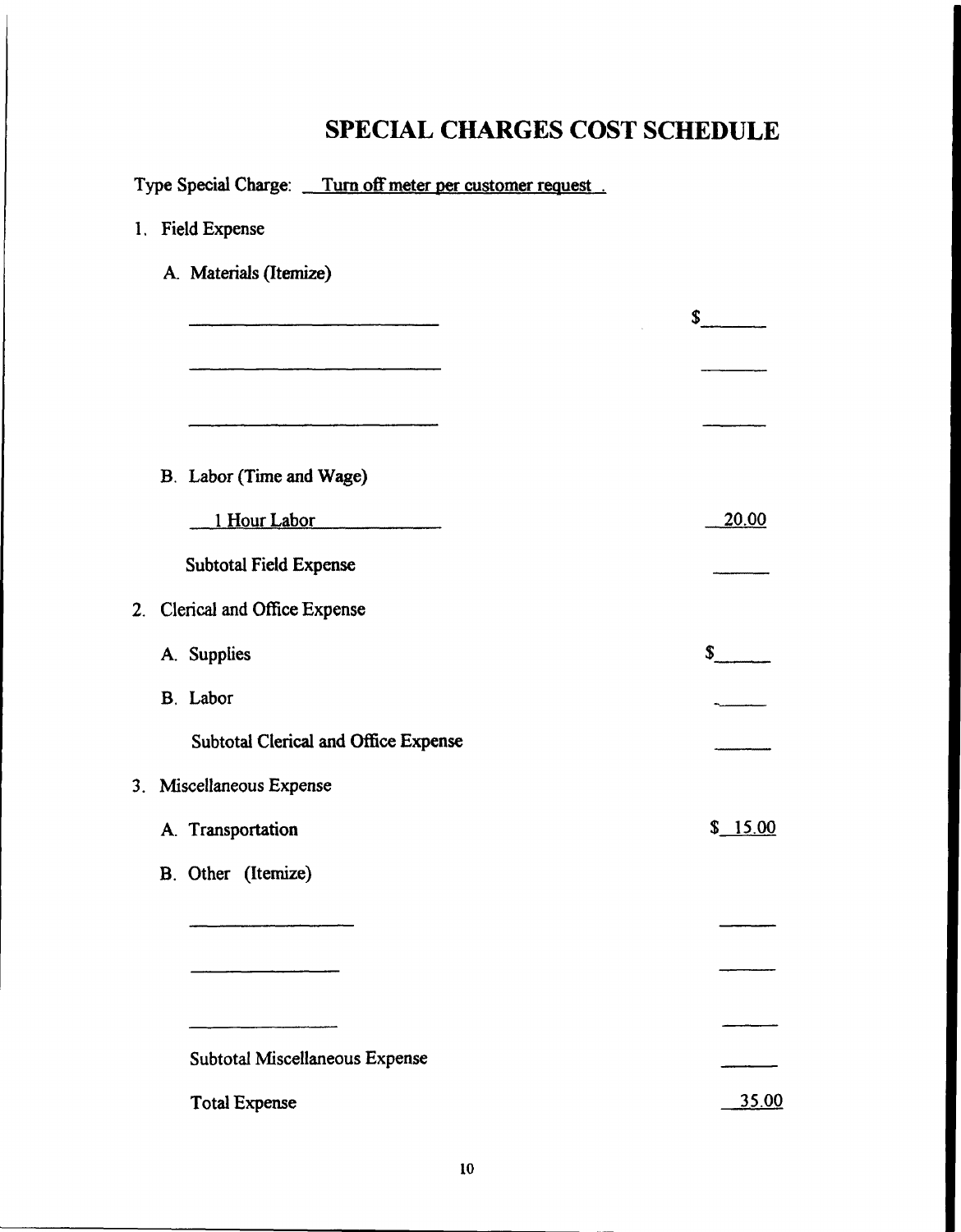# SPECIAL CHARGES COST SCHEDULE

Type Special Charge: Turn off meter per customer request .

1. Field Expense

   A. Materials (Itemize)

| | |
|---|---|
| ____________________ | $______ |
| ____________________ | ______ |
| ____________________ | ______ |

   B. Labor (Time and Wage)

| | |
|---|---|
| 1 Hour Labor | 20.00 |
| Subtotal Field Expense | ______ |

2. Clerical and Office Expense

| | |
|---|---|
| A. Supplies | $______ |
| B. Labor | ______ |
| Subtotal Clerical and Office Expense | ______ |

3. Miscellaneous Expense

| | |
|---|---|
| A. Transportation | $ 15.00 |

   B. Other (Itemize)

| | |
|---|---|
| ____________________ | ______ |
| ____________________ | ______ |
| ____________________ | ______ |
| Subtotal Miscellaneous Expense | ______ |
| Total Expense | 35.00 |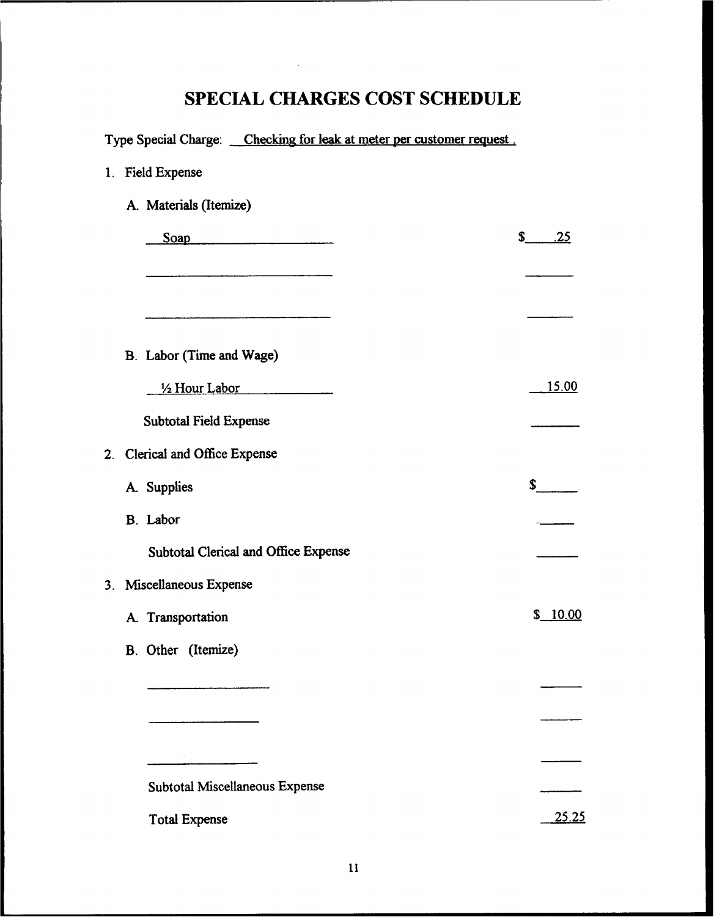# SPECIAL CHARGES COST SCHEDULE

Type Special Charge: Checking for leak at meter per customer request .

1. Field Expense

   A. Materials (Itemize)

| | |
|---|---|
| Soap | $ .25 |
| | |
| | |

   B. Labor (Time and Wage)

| | |
|---|---|
| ½ Hour Labor | 15.00 |
| Subtotal Field Expense | |

2. Clerical and Office Expense

| | |
|---|---|
| A. Supplies | $ |
| B. Labor | |
| Subtotal Clerical and Office Expense | |

3. Miscellaneous Expense

| | |
|---|---|
| A. Transportation | $ 10.00 |
| B. Other (Itemize) | |
| | |
| | |
| | |
| Subtotal Miscellaneous Expense | |
| Total Expense | 25.25 |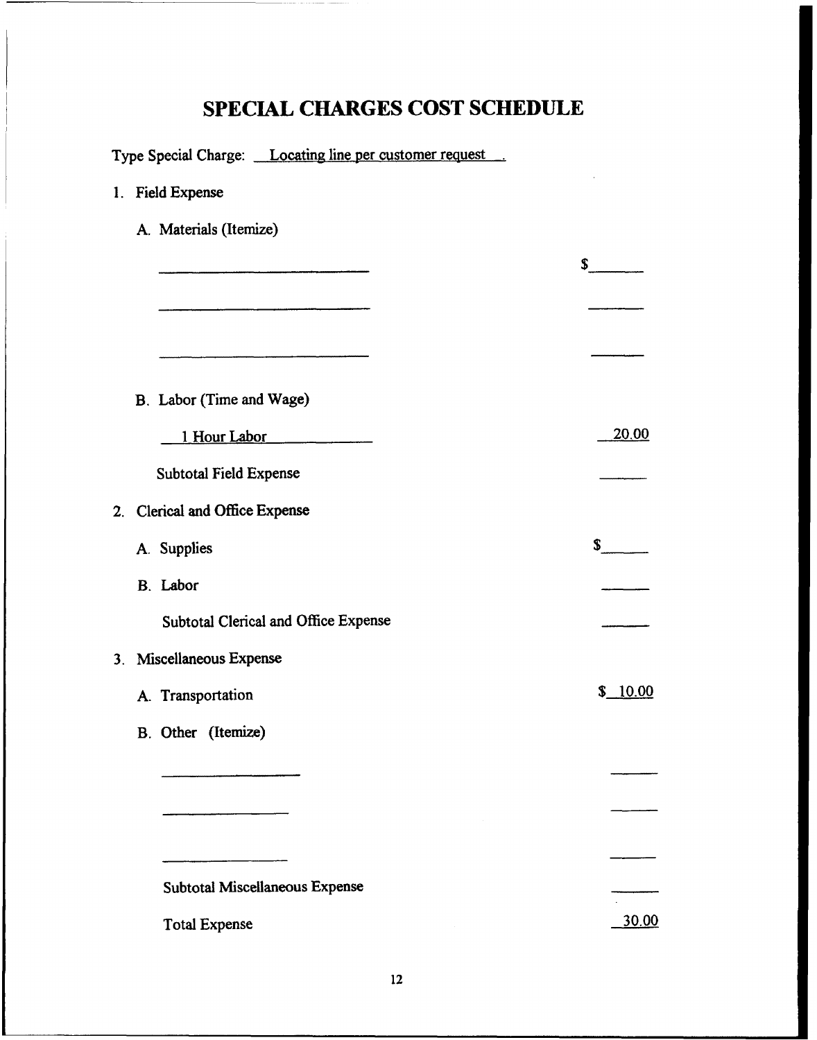# SPECIAL CHARGES COST SCHEDULE

Type Special Charge: Locating line per customer request .

1. Field Expense

   A. Materials (Itemize)

| | |
|---|---|
| ______________________ | $______ |
| ______________________ | ______ |
| ______________________ | ______ |

   B. Labor (Time and Wage)

| | |
|---|---|
| 1 Hour Labor | 20.00 |
| Subtotal Field Expense | ______ |

2. Clerical and Office Expense

| | |
|---|---|
| A. Supplies | $______ |
| B. Labor | ______ |
| Subtotal Clerical and Office Expense | ______ |

3. Miscellaneous Expense

| | |
|---|---|
| A. Transportation | $ 10.00 |
| B. Other (Itemize) | |
| ______________ | ______ |
| ______________ | ______ |
| ______________ | ______ |
| Subtotal Miscellaneous Expense | ______ |
| Total Expense | 30.00 |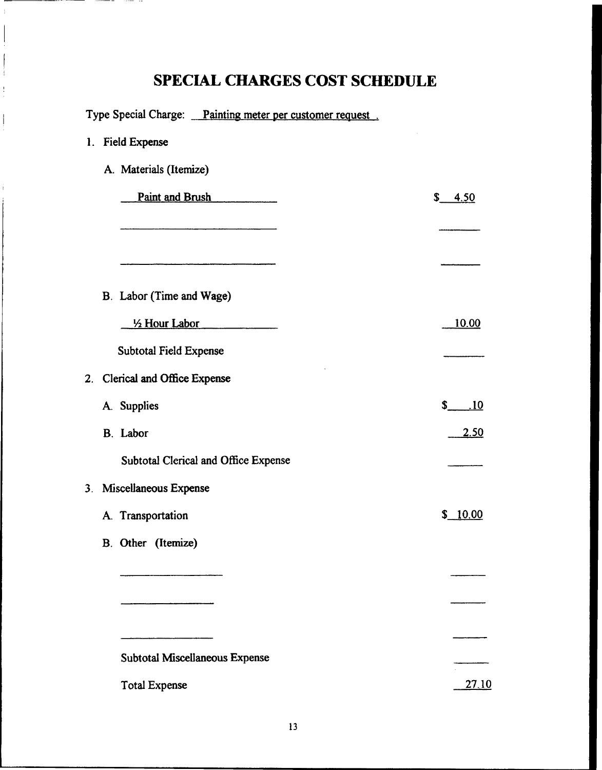# SPECIAL CHARGES COST SCHEDULE

Type Special Charge: Painting meter per customer request .

1. Field Expense

   A. Materials (Itemize)

| | |
|---|---|
| Paint and Brush | $ 4.50 |
| | |
| | |

   B. Labor (Time and Wage)

| | |
|---|---|
| ½ Hour Labor | 10.00 |
| Subtotal Field Expense | |

2. Clerical and Office Expense

| | |
|---|---|
| A. Supplies | $ .10 |
| B. Labor | 2.50 |
| Subtotal Clerical and Office Expense | |

3. Miscellaneous Expense

| | |
|---|---|
| A. Transportation | $ 10.00 |
| B. Other (Itemize) | |
| | |
| | |
| | |
| Subtotal Miscellaneous Expense | |
| Total Expense | 27.10 |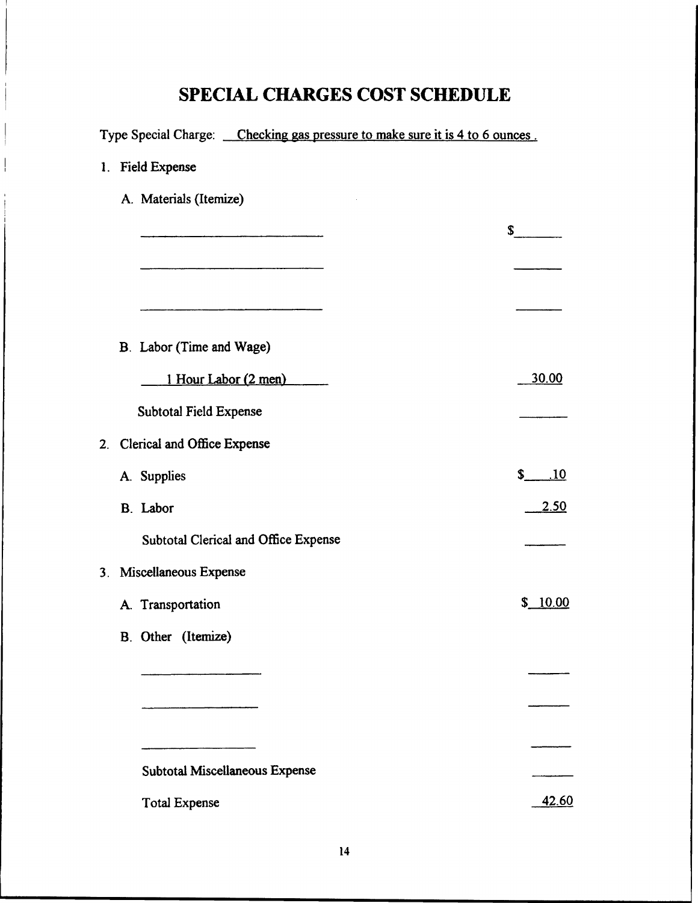# SPECIAL CHARGES COST SCHEDULE

Type Special Charge: Checking gas pressure to make sure it is 4 to 6 ounces .

1. Field Expense

   A. Materials (Itemize)

| | |
|---|---|
| ______________________ | $______ |
| ______________________ | ______ |
| ______________________ | ______ |

   B. Labor (Time and Wage)

| | |
|---|---|
| 1 Hour Labor (2 men) | 30.00 |
| Subtotal Field Expense | ______ |

2. Clerical and Office Expense

| | |
|---|---|
| A. Supplies | $ .10 |
| B. Labor | 2.50 |
| Subtotal Clerical and Office Expense | ______ |

3. Miscellaneous Expense

| | |
|---|---|
| A. Transportation | $ 10.00 |
| B. Other (Itemize) | |
| ______________ | ______ |
| ______________ | ______ |
| ______________ | ______ |
| Subtotal Miscellaneous Expense | ______ |
| Total Expense | 42.60 |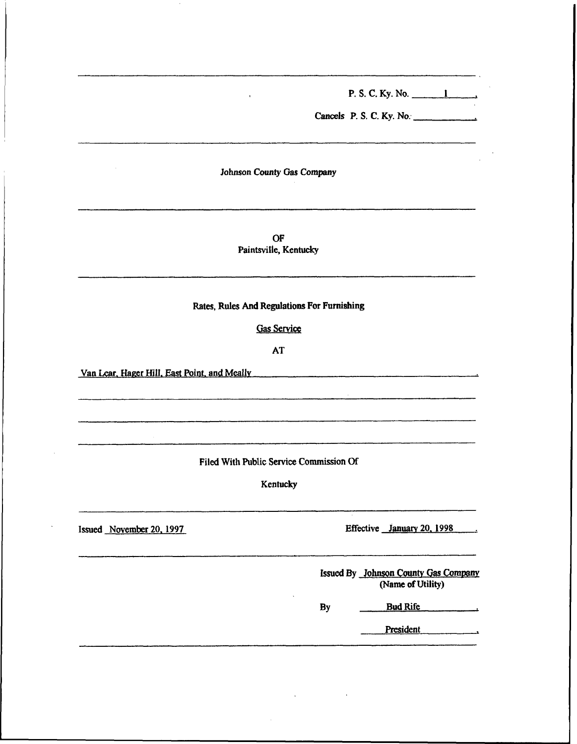P. S. C. Ky. No. 1

Cancels P. S. C. Ky. No. ____

Johnson County Gas Company

OF
Paintsville, Kentucky

Rates, Rules And Regulations For Furnishing

Gas Service

AT

Van Lear, Hager Hill, East Point, and Meally

Filed With Public Service Commission Of

Kentucky

Issued November 20, 1997

Effective January 20, 1998

Issued By Johnson County Gas Company
(Name of Utility)

By Bud Rife

President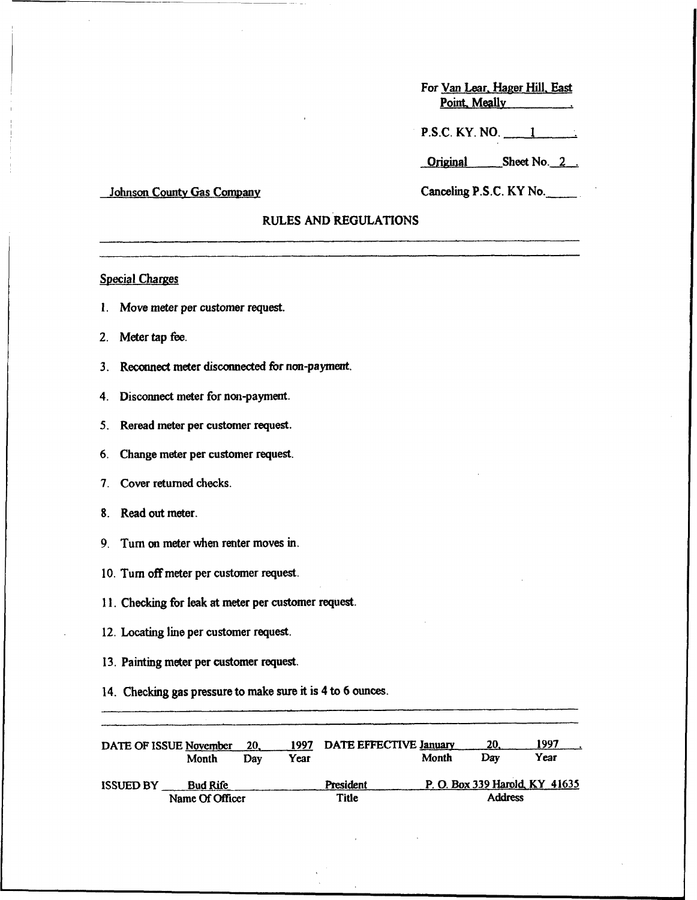For Van Lear, Hager Hill, East Point, Meally

P.S.C. KY. NO. 1

Original Sheet No. 2

Johnson County Gas Company

Canceling P.S.C. KY No.

## RULES AND REGULATIONS

Special Charges

1. Move meter per customer request.
2. Meter tap fee.
3. Reconnect meter disconnected for non-payment.
4. Disconnect meter for non-payment.
5. Reread meter per customer request.
6. Change meter per customer request.
7. Cover returned checks.
8. Read out meter.
9. Turn on meter when renter moves in.
10. Turn off meter per customer request.
11. Checking for leak at meter per customer request.
12. Locating line per customer request.
13. Painting meter per customer request.
14. Checking gas pressure to make sure it is 4 to 6 ounces.

DATE OF ISSUE November 20, 1997 (Month Day Year) DATE EFFECTIVE January 20, 1997 (Month Day Year)

ISSUED BY Bud Rife (Name Of Officer) President (Title) P. O. Box 339 Harold, KY 41635 (Address)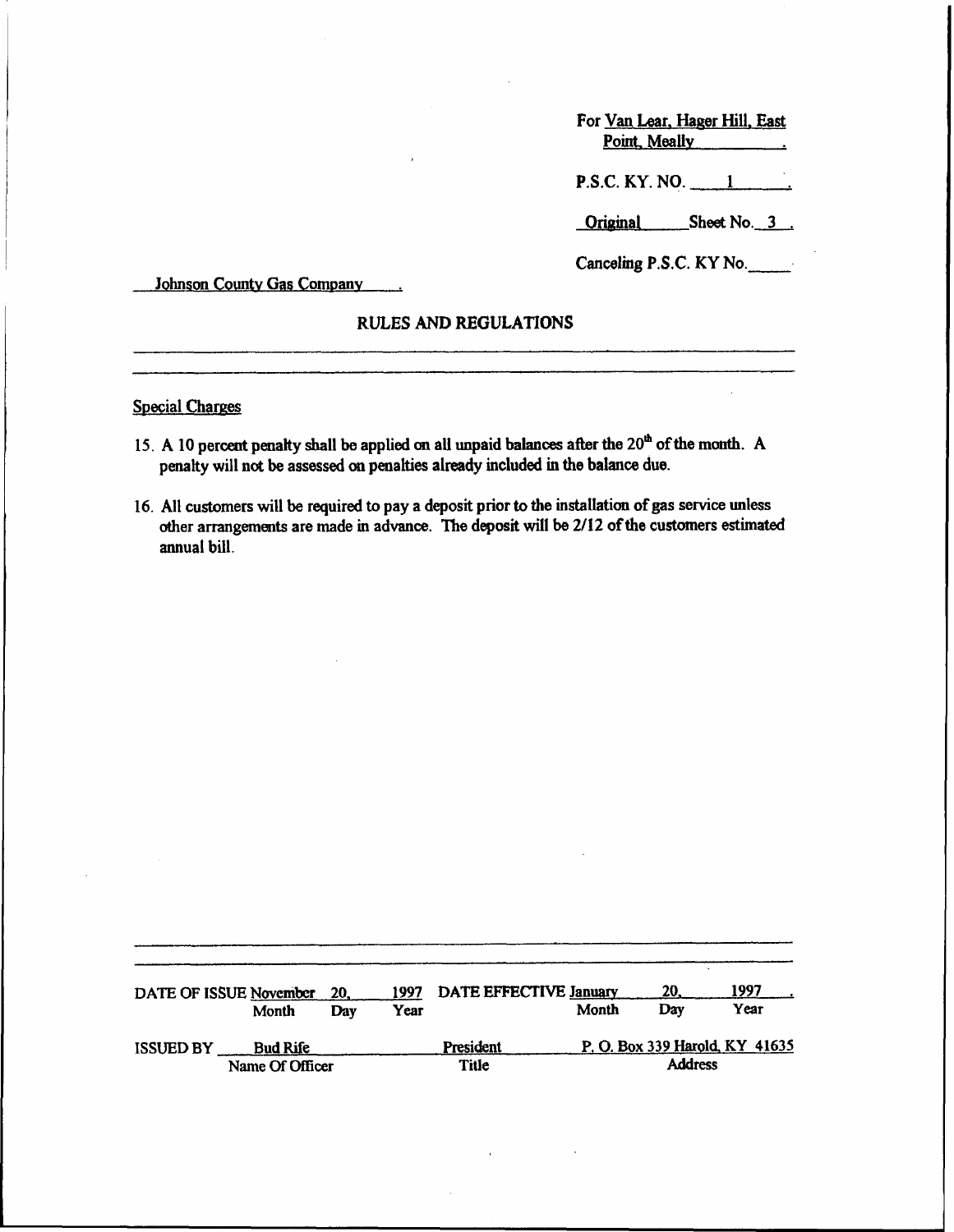For Van Lear, Hager Hill, East Point, Meally .

P.S.C. KY. NO. 1 .

Original Sheet No. 3 .

Canceling P.S.C. KY No.\_\_\_\_\_

Johnson County Gas Company .

## RULES AND REGULATIONS

### Special Charges

15. A 10 percent penalty shall be applied on all unpaid balances after the $20^{th}$ of the month. A penalty will not be assessed on penalties already included in the balance due.

16. All customers will be required to pay a deposit prior to the installation of gas service unless other arrangements are made in advance. The deposit will be 2/12 of the customers estimated annual bill.

| DATE OF ISSUE | November | 20, | 1997 | DATE EFFECTIVE | January | 20, | 1997 |
|---|---|---|---|---|---|---|---|
| | Month | Day | Year | | Month | Day | Year |

| ISSUED BY | Bud Rife | President | P. O. Box 339 Harold, KY 41635 |
|---|---|---|---|
| | Name Of Officer | Title | Address |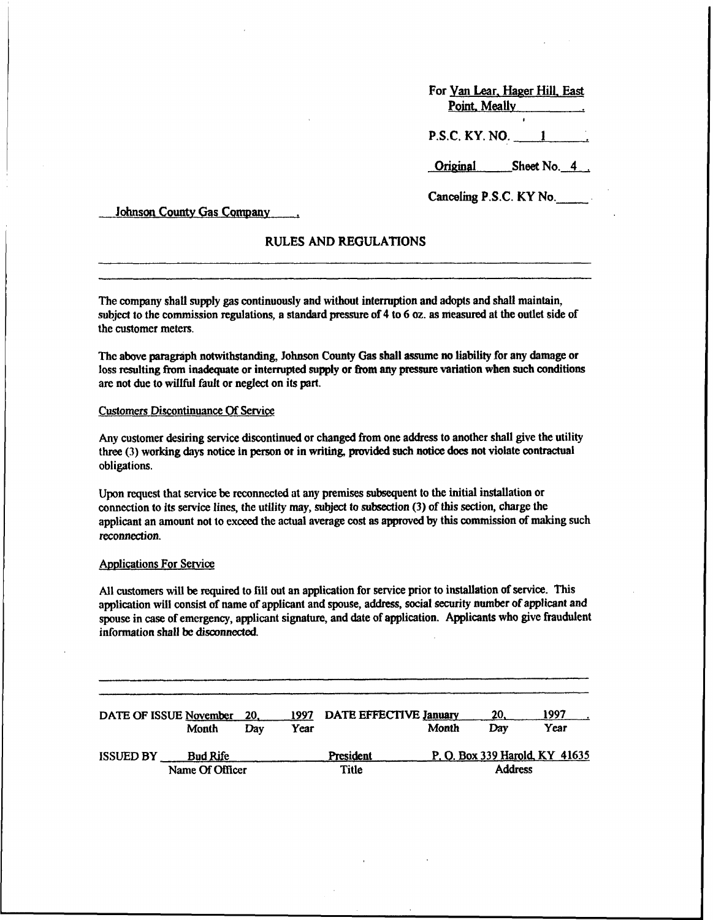For Van Lear, Hager Hill, East Point, Meally

P.S.C. KY. NO. 1

Original Sheet No. 4

Canceling P.S.C. KY No.

Johnson County Gas Company

## RULES AND REGULATIONS

The company shall supply gas continuously and without interruption and adopts and shall maintain, subject to the commission regulations, a standard pressure of 4 to 6 oz. as measured at the outlet side of the customer meters.

The above paragraph notwithstanding, Johnson County Gas shall assume no liability for any damage or loss resulting from inadequate or interrupted supply or from any pressure variation when such conditions are not due to willful fault or neglect on its part.

### Customers Discontinuance Of Service

Any customer desiring service discontinued or changed from one address to another shall give the utility three (3) working days notice in person or in writing, provided such notice does not violate contractual obligations.

Upon request that service be reconnected at any premises subsequent to the initial installation or connection to its service lines, the utility may, subject to subsection (3) of this section, charge the applicant an amount not to exceed the actual average cost as approved by this commission of making such reconnection.

### Applications For Service

All customers will be required to fill out an application for service prior to installation of service. This application will consist of name of applicant and spouse, address, social security number of applicant and spouse in case of emergency, applicant signature, and date of application. Applicants who give fraudulent information shall be disconnected.

DATE OF ISSUE November 20, 1997 (Month Day Year) DATE EFFECTIVE January 20, 1997 (Month Day Year)

ISSUED BY Bud Rife (Name Of Officer), President (Title), P. O. Box 339 Harold, KY 41635 (Address)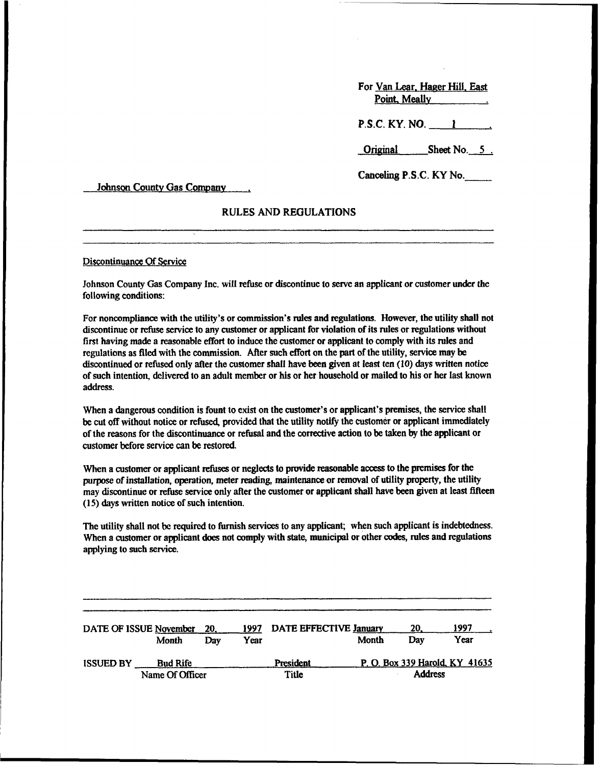For Van Lear, Hager Hill, East Point, Meally .

P.S.C. KY. NO. 1 .

Original Sheet No. 5 .

Canceling P.S.C. KY No.\_\_\_\_\_

Johnson County Gas Company .

## RULES AND REGULATIONS

Discontinuance Of Service

Johnson County Gas Company Inc. will refuse or discontinue to serve an applicant or customer under the following conditions:

For noncompliance with the utility's or commission's rules and regulations. However, the utility shall not discontinue or refuse service to any customer or applicant for violation of its rules or regulations without first having made a reasonable effort to induce the customer or applicant to comply with its rules and regulations as filed with the commission. After such effort on the part of the utility, service may be discontinued or refused only after the customer shall have been given at least ten (10) days written notice of such intention, delivered to an adult member or his or her household or mailed to his or her last known address.

When a dangerous condition is fount to exist on the customer's or applicant's premises, the service shall be cut off without notice or refused, provided that the utility notify the customer or applicant immediately of the reasons for the discontinuance or refusal and the corrective action to be taken by the applicant or customer before service can be restored.

When a customer or applicant refuses or neglects to provide reasonable access to the premises for the purpose of installation, operation, meter reading, maintenance or removal of utility property, the utility may discontinue or refuse service only after the customer or applicant shall have been given at least fifteen (15) days written notice of such intention.

The utility shall not be required to furnish services to any applicant; when such applicant is indebtedness. When a customer or applicant does not comply with state, municipal or other codes, rules and regulations applying to such service.

| DATE OF ISSUE | November | 20, | 1997 | DATE EFFECTIVE | January | 20, | 1997 |
|---|---|---|---|---|---|---|---|
| | Month | Day | Year | | Month | Day | Year |

| ISSUED BY | Bud Rife | President | P. O. Box 339 Harold, KY 41635 |
|---|---|---|---|
| | Name Of Officer | Title | Address |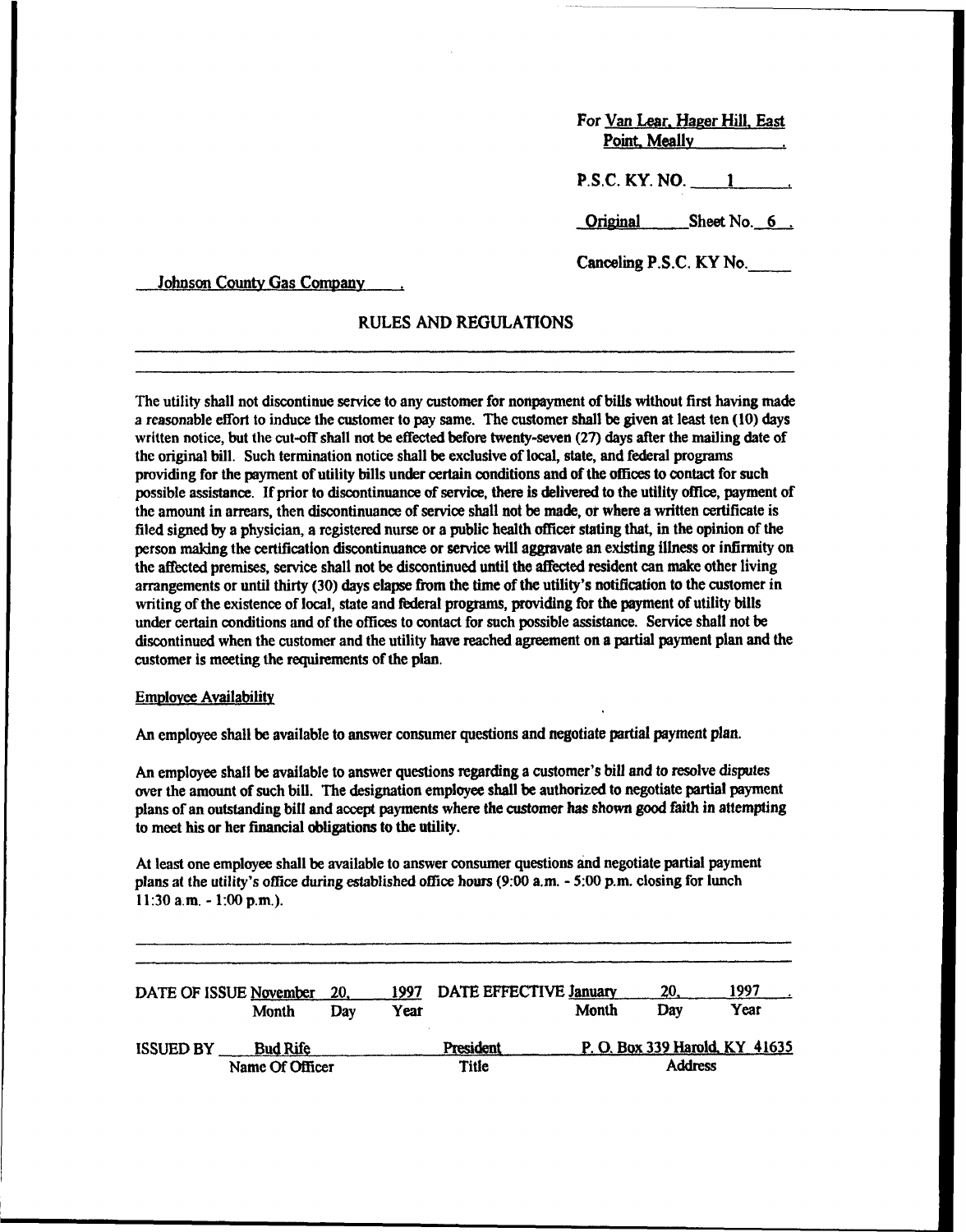For Van Lear, Hager Hill, East Point, Meally

P.S.C. KY. NO. 1

Original Sheet No. 6

Canceling P.S.C. KY No.\_\_\_\_\_

Johnson County Gas Company

## RULES AND REGULATIONS

The utility shall not discontinue service to any customer for nonpayment of bills without first having made a reasonable effort to induce the customer to pay same. The customer shall be given at least ten (10) days written notice, but the cut-off shall not be effected before twenty-seven (27) days after the mailing date of the original bill. Such termination notice shall be exclusive of local, state, and federal programs providing for the payment of utility bills under certain conditions and of the offices to contact for such possible assistance. If prior to discontinuance of service, there is delivered to the utility office, payment of the amount in arrears, then discontinuance of service shall not be made, or where a written certificate is filed signed by a physician, a registered nurse or a public health officer stating that, in the opinion of the person making the certification discontinuance or service will aggravate an existing illness or infirmity on the affected premises, service shall not be discontinued until the affected resident can make other living arrangements or until thirty (30) days elapse from the time of the utility's notification to the customer in writing of the existence of local, state and federal programs, providing for the payment of utility bills under certain conditions and of the offices to contact for such possible assistance. Service shall not be discontinued when the customer and the utility have reached agreement on a partial payment plan and the customer is meeting the requirements of the plan.

Employee Availability

An employee shall be available to answer consumer questions and negotiate partial payment plan.

An employee shall be available to answer questions regarding a customer's bill and to resolve disputes over the amount of such bill. The designation employee shall be authorized to negotiate partial payment plans of an outstanding bill and accept payments where the customer has shown good faith in attempting to meet his or her financial obligations to the utility.

At least one employee shall be available to answer consumer questions and negotiate partial payment plans at the utility's office during established office hours (9:00 a.m. - 5:00 p.m. closing for lunch 11:30 a.m. - 1:00 p.m.).

| DATE OF ISSUE | November | 20, | 1997 | DATE EFFECTIVE | January | 20, | 1997 |
|---|---|---|---|---|---|---|---|
| | Month | Day | Year | | Month | Day | Year |

| ISSUED BY | Bud Rife | President | P. O. Box 339 Harold, KY 41635 |
|---|---|---|---|
| | Name Of Officer | Title | Address |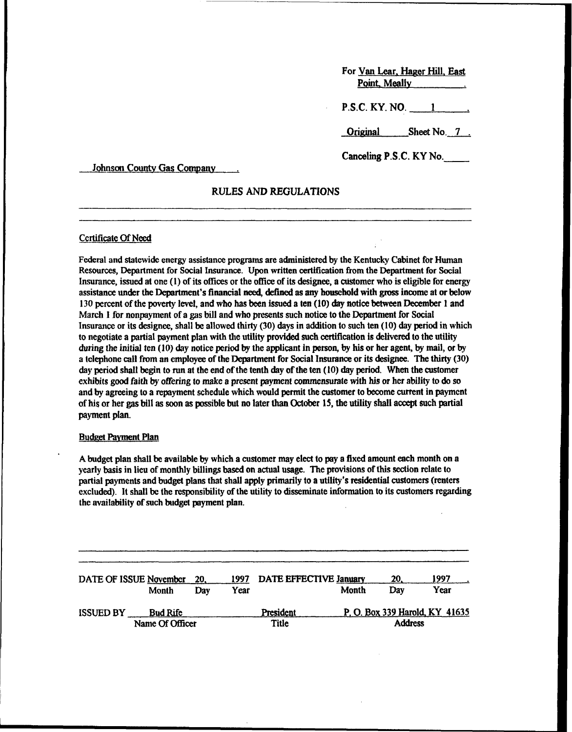For Van Lear, Hager Hill, East Point, Meally

P.S.C. KY. NO. 1

Original Sheet No. 7

Canceling P.S.C. KY No.

Johnson County Gas Company

## RULES AND REGULATIONS

### Certificate Of Need

Federal and statewide energy assistance programs are administered by the Kentucky Cabinet for Human Resources, Department for Social Insurance. Upon written certification from the Department for Social Insurance, issued at one (1) of its offices or the office of its designee, a customer who is eligible for energy assistance under the Department's financial need, defined as any household with gross income at or below 130 percent of the poverty level, and who has been issued a ten (10) day notice between December 1 and March 1 for nonpayment of a gas bill and who presents such notice to the Department for Social Insurance or its designee, shall be allowed thirty (30) days in addition to such ten (10) day period in which to negotiate a partial payment plan with the utility provided such certification is delivered to the utility during the initial ten (10) day notice period by the applicant in person, by his or her agent, by mail, or by a telephone call from an employee of the Department for Social Insurance or its designee. The thirty (30) day period shall begin to run at the end of the tenth day of the ten (10) day period. When the customer exhibits good faith by offering to make a present payment commensurate with his or her ability to do so and by agreeing to a repayment schedule which would permit the customer to become current in payment of his or her gas bill as soon as possible but no later than October 15, the utility shall accept such partial payment plan.

### Budget Payment Plan

A budget plan shall be available by which a customer may elect to pay a fixed amount each month on a yearly basis in lieu of monthly billings based on actual usage. The provisions of this section relate to partial payments and budget plans that shall apply primarily to a utility's residential customers (renters excluded). It shall be the responsibility of the utility to disseminate information to its customers regarding the availability of such budget payment plan.

DATE OF ISSUE November 20, 1997 (Month Day Year) DATE EFFECTIVE January 20, 1997 (Month Day Year)

ISSUED BY Bud Rife (Name Of Officer) President (Title) P. O. Box 339 Harold, KY 41635 (Address)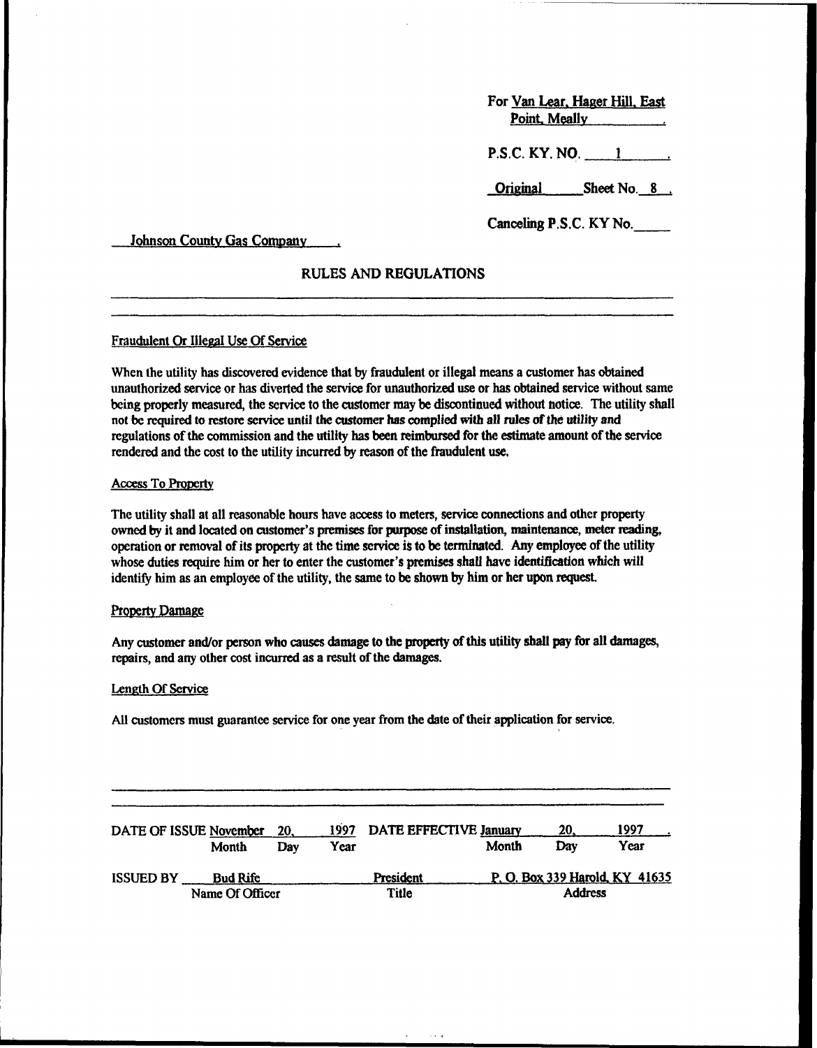For Van Lear, Hager Hill, East Point, Meally

P.S.C. KY. NO. 1

Original Sheet No. 8

Canceling P.S.C. KY No.

Johnson County Gas Company

## RULES AND REGULATIONS

### Fraudulent Or Illegal Use Of Service

When the utility has discovered evidence that by fraudulent or illegal means a customer has obtained unauthorized service or has diverted the service for unauthorized use or has obtained service without same being properly measured, the service to the customer may be discontinued without notice. The utility shall not be required to restore service until the customer has complied with all rules of the utility and regulations of the commission and the utility has been reimbursed for the estimate amount of the service rendered and the cost to the utility incurred by reason of the fraudulent use.

### Access To Property

The utility shall at all reasonable hours have access to meters, service connections and other property owned by it and located on customer's premises for purpose of installation, maintenance, meter reading, operation or removal of its property at the time service is to be terminated. Any employee of the utility whose duties require him or her to enter the customer's premises shall have identification which will identify him as an employee of the utility, the same to be shown by him or her upon request.

### Property Damage

Any customer and/or person who causes damage to the property of this utility shall pay for all damages, repairs, and any other cost incurred as a result of the damages.

### Length Of Service

All customers must guarantee service for one year from the date of their application for service.

| | | | | | | | |
|---|---|---|---|---|---|---|---|
| DATE OF ISSUE | November | 20, | 1997 | DATE EFFECTIVE | January | 20, | 1997 |
| | Month | Day | Year | | Month | Day | Year |

| | | | |
|---|---|---|---|
| ISSUED BY | Bud Rife | President | P. O. Box 339 Harold, KY 41635 |
| | Name Of Officer | Title | Address |